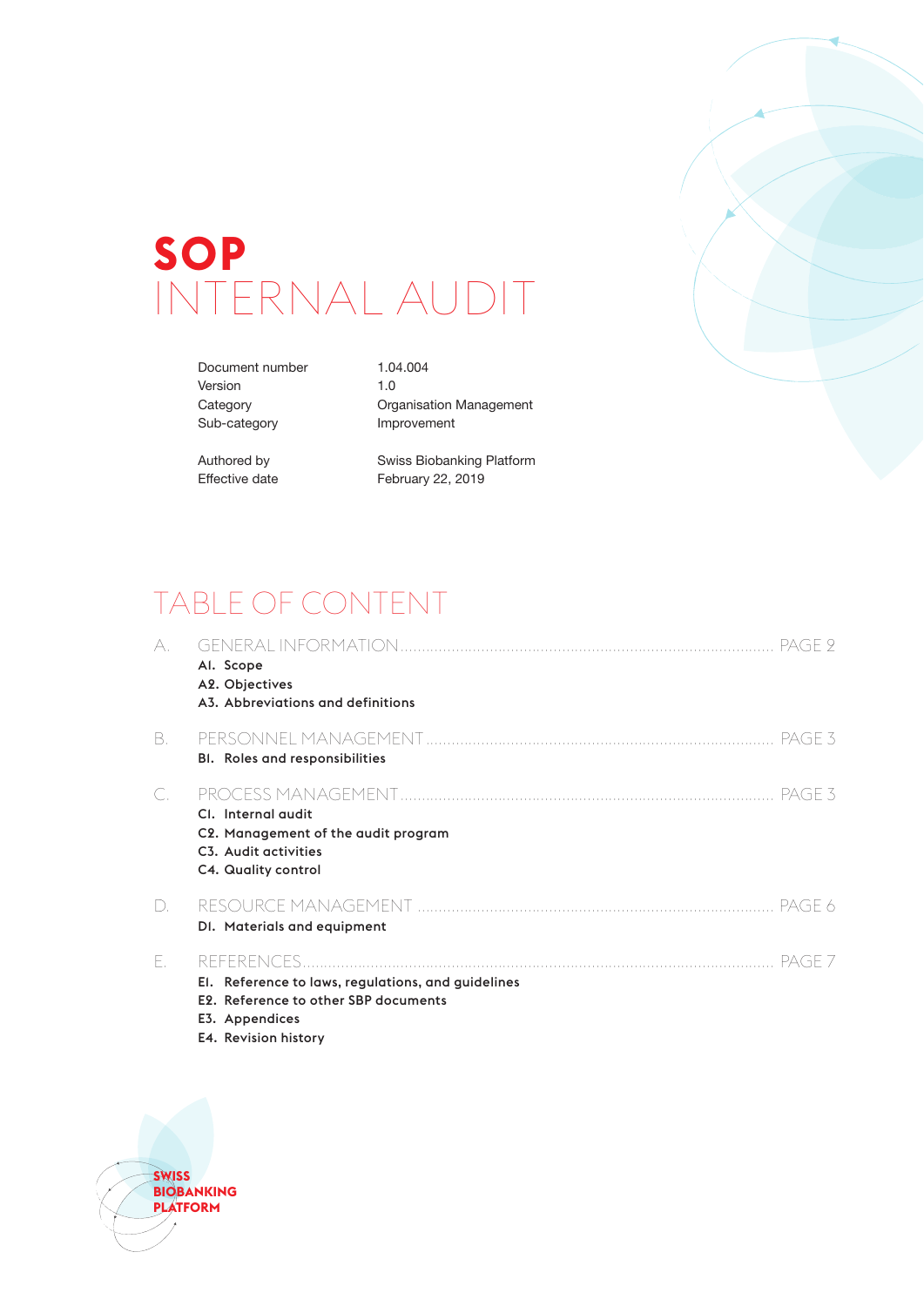# SOP

# INTERNAL AUDIT

| | |
|---|---|
| Document number | 1.04.004 |
| Version | 1.0 |
| Category | Organisation Management |
| Sub-category | Improvement |
| Authored by | Swiss Biobanking Platform |
| Effective date | February 22, 2019 |

## TABLE OF CONTENT

A. GENERAL INFORMATION ........................................ PAGE 2
- **A1. Scope**
- **A2. Objectives**
- **A3. Abbreviations and definitions**

B. PERSONNEL MANAGEMENT ........................................ PAGE 3
- **B1. Roles and responsibilities**

C. PROCESS MANAGEMENT ........................................ PAGE 3
- **C1. Internal audit**
- **C2. Management of the audit program**
- **C3. Audit activities**
- **C4. Quality control**

D. RESOURCE MANAGEMENT ........................................ PAGE 6
- **D1. Materials and equipment**

E. REFERENCES ........................................ PAGE 7
- **E1. Reference to laws, regulations, and guidelines**
- **E2. Reference to other SBP documents**
- **E3. Appendices**
- **E4. Revision history**

SWISS BIOBANKING PLATFORM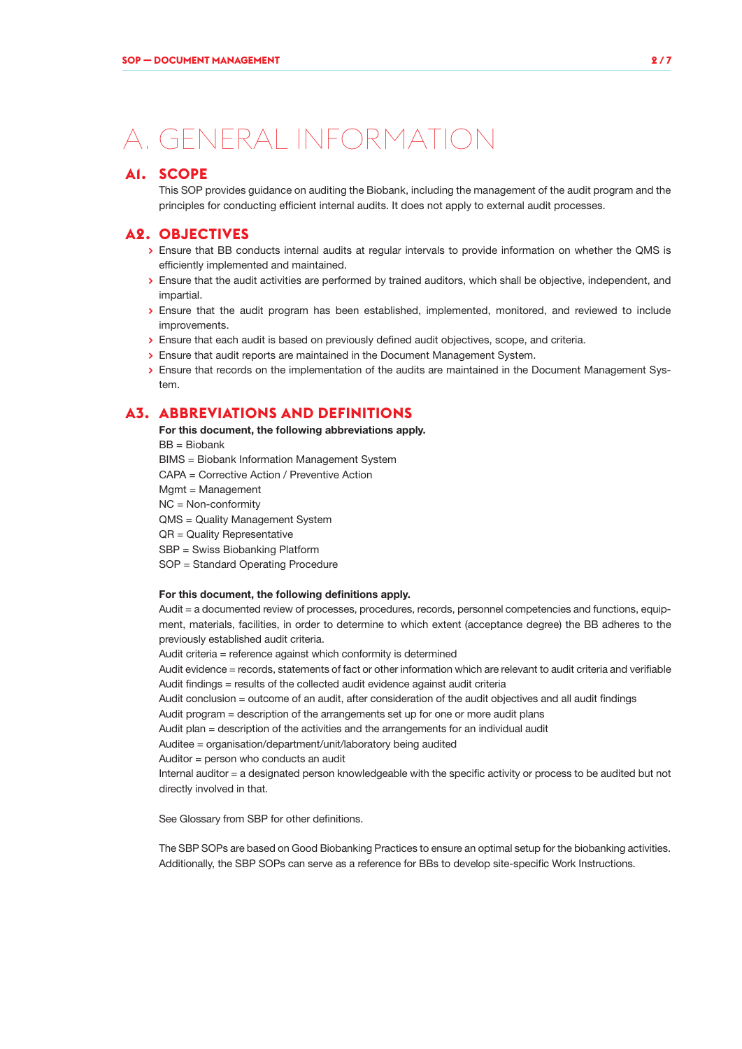# A. GENERAL INFORMATION

## A1. SCOPE

This SOP provides guidance on auditing the Biobank, including the management of the audit program and the principles for conducting efficient internal audits. It does not apply to external audit processes.

## A2. OBJECTIVES

- Ensure that BB conducts internal audits at regular intervals to provide information on whether the QMS is efficiently implemented and maintained.
- Ensure that the audit activities are performed by trained auditors, which shall be objective, independent, and impartial.
- Ensure that the audit program has been established, implemented, monitored, and reviewed to include improvements.
- Ensure that each audit is based on previously defined audit objectives, scope, and criteria.
- Ensure that audit reports are maintained in the Document Management System.
- Ensure that records on the implementation of the audits are maintained in the Document Management System.

## A3. ABBREVIATIONS AND DEFINITIONS

**For this document, the following abbreviations apply.**

BB = Biobank
BIMS = Biobank Information Management System
CAPA = Corrective Action / Preventive Action
Mgmt = Management
NC = Non-conformity
QMS = Quality Management System
QR = Quality Representative
SBP = Swiss Biobanking Platform
SOP = Standard Operating Procedure

**For this document, the following definitions apply.**

Audit = a documented review of processes, procedures, records, personnel competencies and functions, equipment, materials, facilities, in order to determine to which extent (acceptance degree) the BB adheres to the previously established audit criteria.
Audit criteria = reference against which conformity is determined
Audit evidence = records, statements of fact or other information which are relevant to audit criteria and verifiable
Audit findings = results of the collected audit evidence against audit criteria
Audit conclusion = outcome of an audit, after consideration of the audit objectives and all audit findings
Audit program = description of the arrangements set up for one or more audit plans
Audit plan = description of the activities and the arrangements for an individual audit
Auditee = organisation/department/unit/laboratory being audited
Auditor = person who conducts an audit
Internal auditor = a designated person knowledgeable with the specific activity or process to be audited but not directly involved in that.

See Glossary from SBP for other definitions.

The SBP SOPs are based on Good Biobanking Practices to ensure an optimal setup for the biobanking activities. Additionally, the SBP SOPs can serve as a reference for BBs to develop site-specific Work Instructions.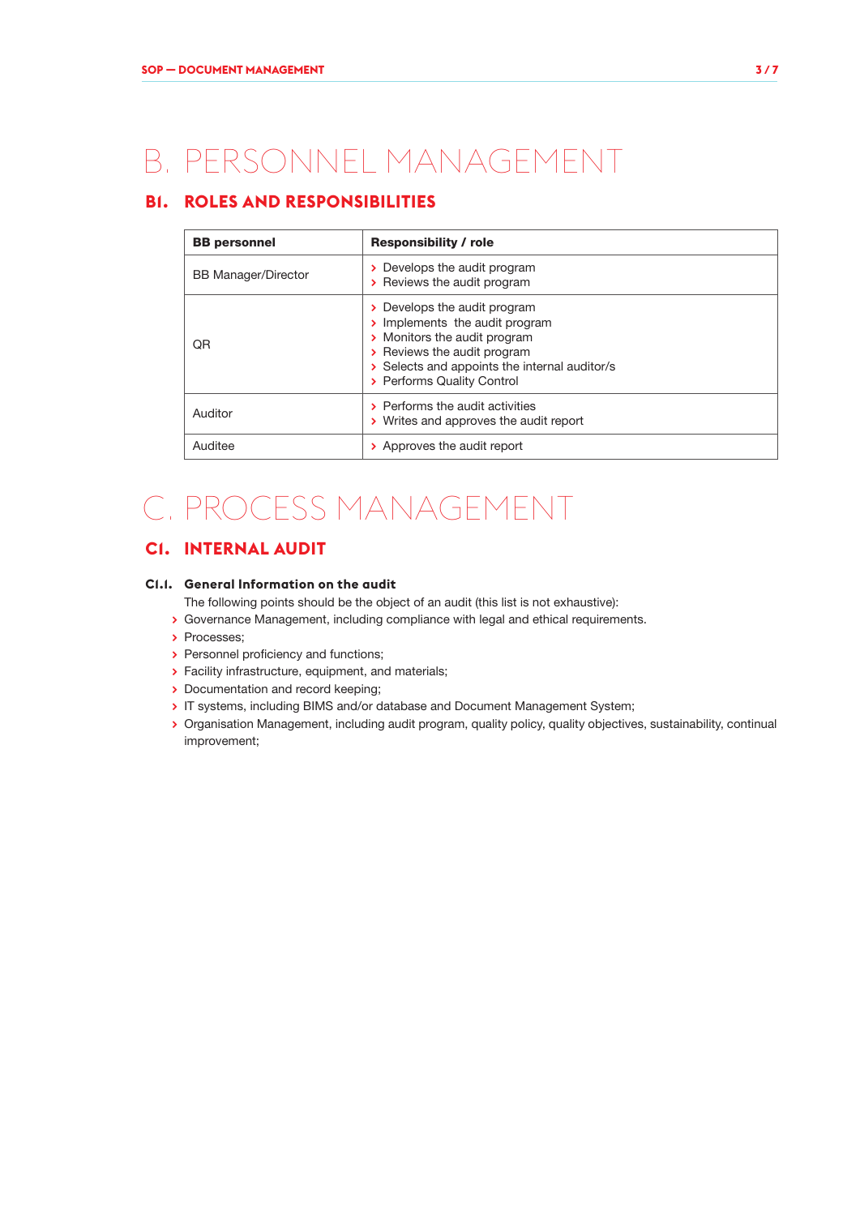# B. PERSONNEL MANAGEMENT

## B1. ROLES AND RESPONSIBILITIES

| BB personnel | Responsibility / role |
|---|---|
| BB Manager/Director | › Develops the audit program<br>› Reviews the audit program |
| QR | › Develops the audit program<br>› Implements the audit program<br>› Monitors the audit program<br>› Reviews the audit program<br>› Selects and appoints the internal auditor/s<br>› Performs Quality Control |
| Auditor | › Performs the audit activities<br>› Writes and approves the audit report |
| Auditee | › Approves the audit report |

# C. PROCESS MANAGEMENT

## C1. INTERNAL AUDIT

### C1.1. General Information on the audit

The following points should be the object of an audit (this list is not exhaustive):

- Governance Management, including compliance with legal and ethical requirements.
- Processes;
- Personnel proficiency and functions;
- Facility infrastructure, equipment, and materials;
- Documentation and record keeping;
- IT systems, including BIMS and/or database and Document Management System;
- Organisation Management, including audit program, quality policy, quality objectives, sustainability, continual improvement;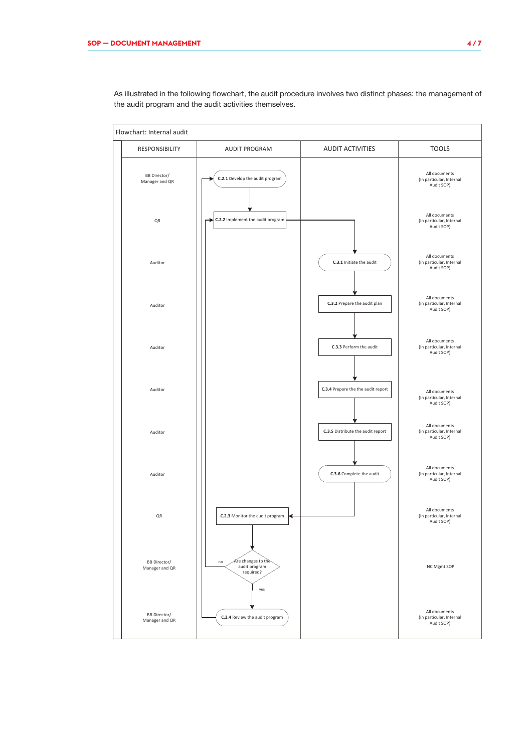As illustrated in the following flowchart, the audit procedure involves two distinct phases: the management of the audit program and the audit activities themselves.

Flowchart: Internal audit

| RESPONSIBILITY | AUDIT PROGRAM | AUDIT ACTIVITIES | TOOLS |
|---|---|---|---|
| BB Director/ Manager and QR | **C.2.1** Develop the audit program | | All documents (in particular, Internal Audit SOP) |
| QR | **C.2.2** Implement the audit program | | All documents (in particular, Internal Audit SOP) |
| Auditor | | **C.3.1** Initiate the audit | All documents (in particular, Internal Audit SOP) |
| Auditor | | **C.3.2** Prepare the audit plan | All documents (in particular, Internal Audit SOP) |
| Auditor | | **C.3.3** Perform the audit | All documents (in particular, Internal Audit SOP) |
| Auditor | | **C.3.4** Prepare the the audit report | All documents (in particular, Internal Audit SOP) |
| Auditor | | **C.3.5** Distribute the audit report | All documents (in particular, Internal Audit SOP) |
| Auditor | | **C.3.6** Complete the audit | All documents (in particular, Internal Audit SOP) |
| QR | **C.2.3** Monitor the audit program | | All documents (in particular, Internal Audit SOP) |
| BB Director/ Manager and QR | Are changes to the audit program required? (no → C.2.2; yes → C.2.4) | | NC Mgmt SOP |
| BB Director/ Manager and QR | **C.2.4** Review the audit program | | All documents (in particular, Internal Audit SOP) |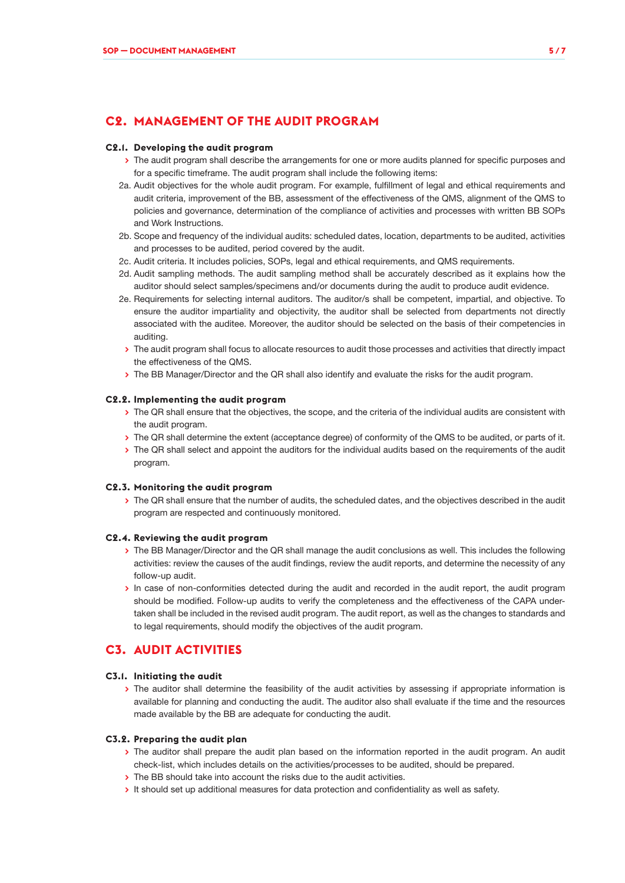## C2. MANAGEMENT OF THE AUDIT PROGRAM

### C2.1. Developing the audit program

- The audit program shall describe the arrangements for one or more audits planned for specific purposes and for a specific timeframe. The audit program shall include the following items:

  2a. Audit objectives for the whole audit program. For example, fulfillment of legal and ethical requirements and audit criteria, improvement of the BB, assessment of the effectiveness of the QMS, alignment of the QMS to policies and governance, determination of the compliance of activities and processes with written BB SOPs and Work Instructions.

  2b. Scope and frequency of the individual audits: scheduled dates, location, departments to be audited, activities and processes to be audited, period covered by the audit.

  2c. Audit criteria. It includes policies, SOPs, legal and ethical requirements, and QMS requirements.

  2d. Audit sampling methods. The audit sampling method shall be accurately described as it explains how the auditor should select samples/specimens and/or documents during the audit to produce audit evidence.

  2e. Requirements for selecting internal auditors. The auditor/s shall be competent, impartial, and objective. To ensure the auditor impartiality and objectivity, the auditor shall be selected from departments not directly associated with the auditee. Moreover, the auditor should be selected on the basis of their competencies in auditing.

- The audit program shall focus to allocate resources to audit those processes and activities that directly impact the effectiveness of the QMS.
- The BB Manager/Director and the QR shall also identify and evaluate the risks for the audit program.

### C2.2. Implementing the audit program

- The QR shall ensure that the objectives, the scope, and the criteria of the individual audits are consistent with the audit program.
- The QR shall determine the extent (acceptance degree) of conformity of the QMS to be audited, or parts of it.
- The QR shall select and appoint the auditors for the individual audits based on the requirements of the audit program.

### C2.3. Monitoring the audit program

- The QR shall ensure that the number of audits, the scheduled dates, and the objectives described in the audit program are respected and continuously monitored.

### C2.4. Reviewing the audit program

- The BB Manager/Director and the QR shall manage the audit conclusions as well. This includes the following activities: review the causes of the audit findings, review the audit reports, and determine the necessity of any follow-up audit.
- In case of non-conformities detected during the audit and recorded in the audit report, the audit program should be modified. Follow-up audits to verify the completeness and the effectiveness of the CAPA undertaken shall be included in the revised audit program. The audit report, as well as the changes to standards and to legal requirements, should modify the objectives of the audit program.

## C3. AUDIT ACTIVITIES

### C3.1. Initiating the audit

- The auditor shall determine the feasibility of the audit activities by assessing if appropriate information is available for planning and conducting the audit. The auditor also shall evaluate if the time and the resources made available by the BB are adequate for conducting the audit.

### C3.2. Preparing the audit plan

- The auditor shall prepare the audit plan based on the information reported in the audit program. An audit check-list, which includes details on the activities/processes to be audited, should be prepared.
- The BB should take into account the risks due to the audit activities.
- It should set up additional measures for data protection and confidentiality as well as safety.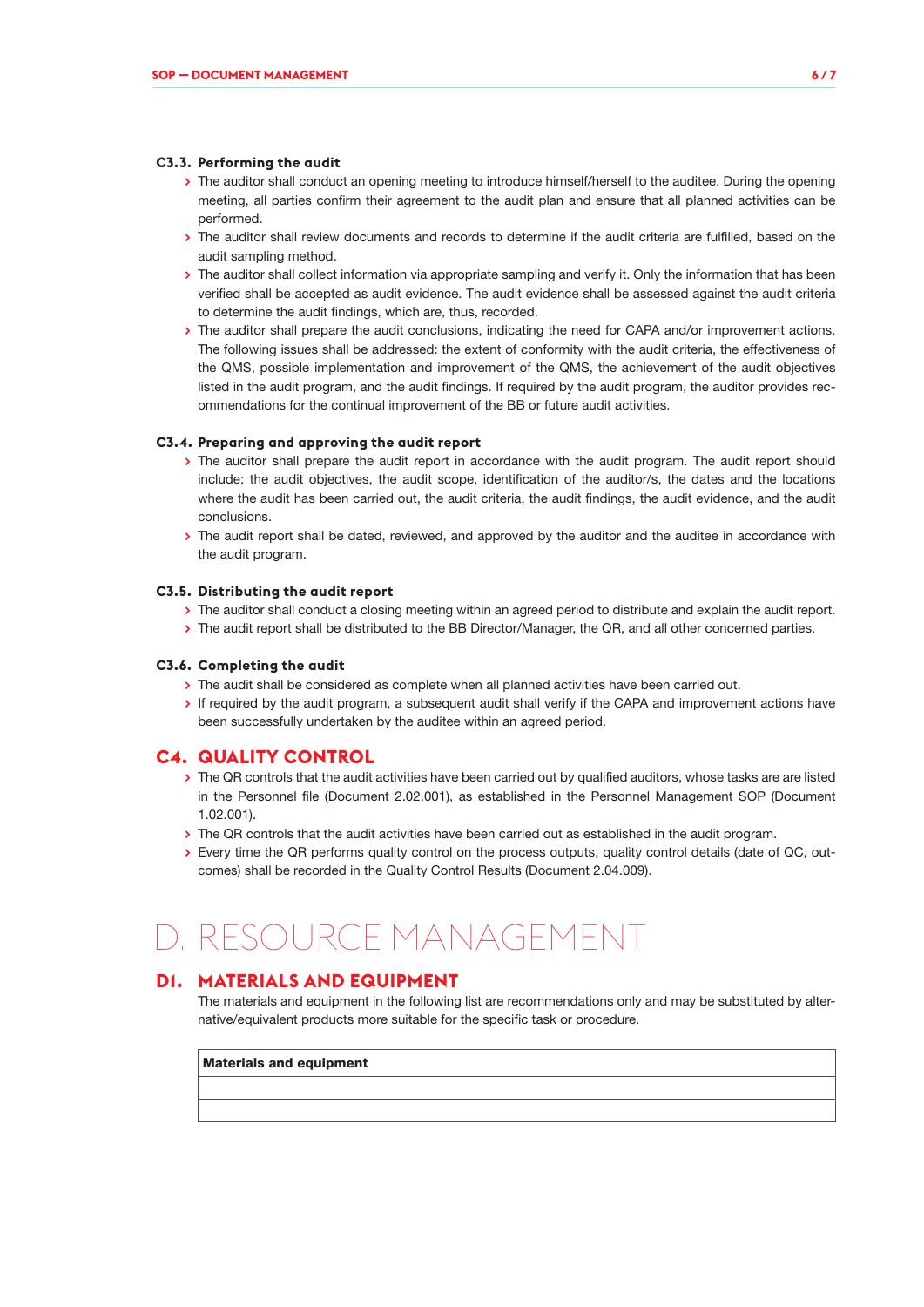#### C3.3. Performing the audit

- The auditor shall conduct an opening meeting to introduce himself/herself to the auditee. During the opening meeting, all parties confirm their agreement to the audit plan and ensure that all planned activities can be performed.
- The auditor shall review documents and records to determine if the audit criteria are fulfilled, based on the audit sampling method.
- The auditor shall collect information via appropriate sampling and verify it. Only the information that has been verified shall be accepted as audit evidence. The audit evidence shall be assessed against the audit criteria to determine the audit findings, which are, thus, recorded.
- The auditor shall prepare the audit conclusions, indicating the need for CAPA and/or improvement actions. The following issues shall be addressed: the extent of conformity with the audit criteria, the effectiveness of the QMS, possible implementation and improvement of the QMS, the achievement of the audit objectives listed in the audit program, and the audit findings. If required by the audit program, the auditor provides recommendations for the continual improvement of the BB or future audit activities.

#### C3.4. Preparing and approving the audit report

- The auditor shall prepare the audit report in accordance with the audit program. The audit report should include: the audit objectives, the audit scope, identification of the auditor/s, the dates and the locations where the audit has been carried out, the audit criteria, the audit findings, the audit evidence, and the audit conclusions.
- The audit report shall be dated, reviewed, and approved by the auditor and the auditee in accordance with the audit program.

#### C3.5. Distributing the audit report

- The auditor shall conduct a closing meeting within an agreed period to distribute and explain the audit report.
- The audit report shall be distributed to the BB Director/Manager, the QR, and all other concerned parties.

#### C3.6. Completing the audit

- The audit shall be considered as complete when all planned activities have been carried out.
- If required by the audit program, a subsequent audit shall verify if the CAPA and improvement actions have been successfully undertaken by the auditee within an agreed period.

### C4. QUALITY CONTROL

- The QR controls that the audit activities have been carried out by qualified auditors, whose tasks are are listed in the Personnel file (Document 2.02.001), as established in the Personnel Management SOP (Document 1.02.001).
- The QR controls that the audit activities have been carried out as established in the audit program.
- Every time the QR performs quality control on the process outputs, quality control details (date of QC, outcomes) shall be recorded in the Quality Control Results (Document 2.04.009).

# D. RESOURCE MANAGEMENT

### D1. MATERIALS AND EQUIPMENT

The materials and equipment in the following list are recommendations only and may be substituted by alternative/equivalent products more suitable for the specific task or procedure.

| Materials and equipment |
|---|
| |
| |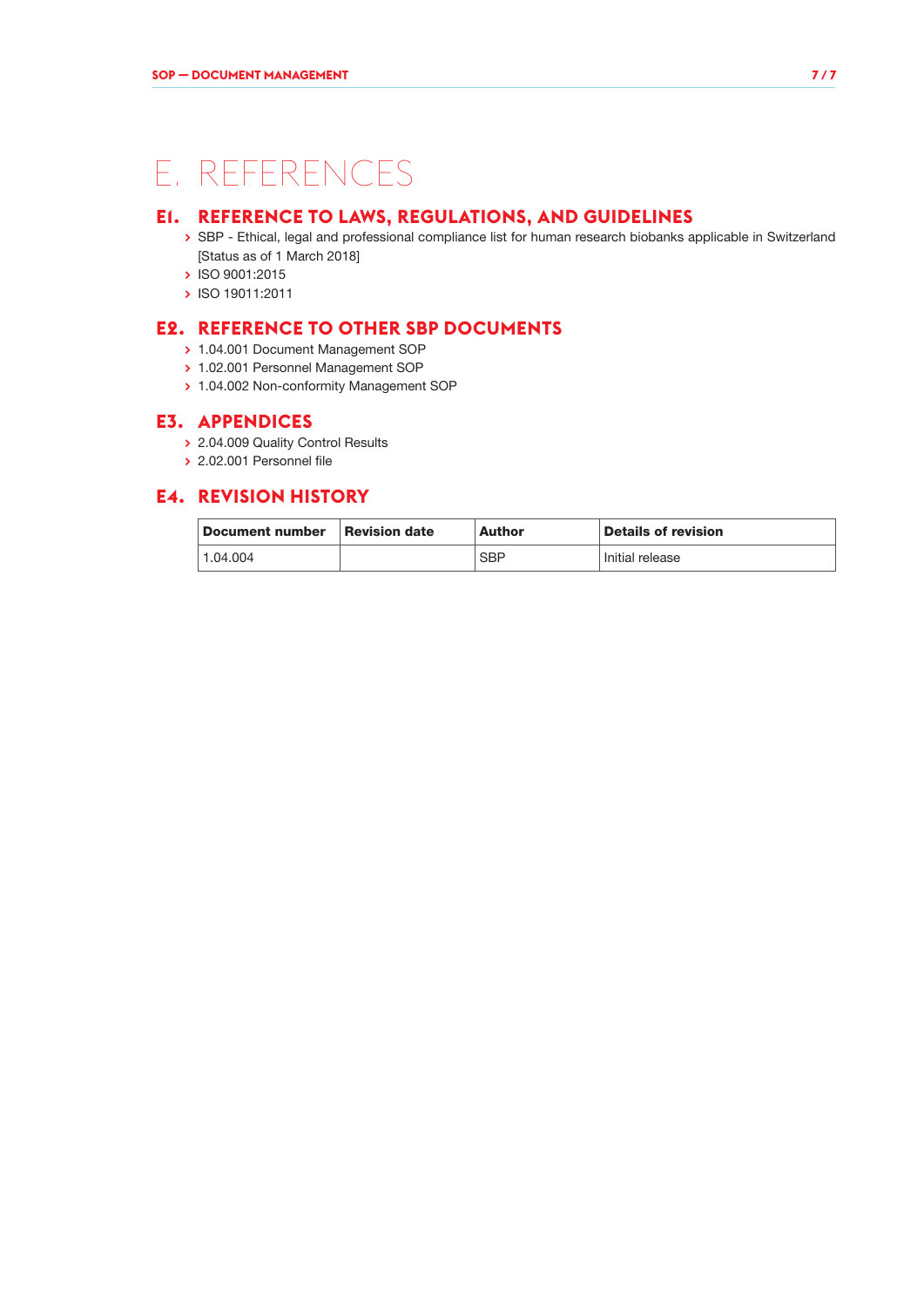# E. REFERENCES

## E1. REFERENCE TO LAWS, REGULATIONS, AND GUIDELINES

- SBP - Ethical, legal and professional compliance list for human research biobanks applicable in Switzerland [Status as of 1 March 2018]
- ISO 9001:2015
- ISO 19011:2011

## E2. REFERENCE TO OTHER SBP DOCUMENTS

- 1.04.001 Document Management SOP
- 1.02.001 Personnel Management SOP
- 1.04.002 Non-conformity Management SOP

## E3. APPENDICES

- 2.04.009 Quality Control Results
- 2.02.001 Personnel file

## E4. REVISION HISTORY

| Document number | Revision date | Author | Details of revision |
|---|---|---|---|
| 1.04.004 | | SBP | Initial release |